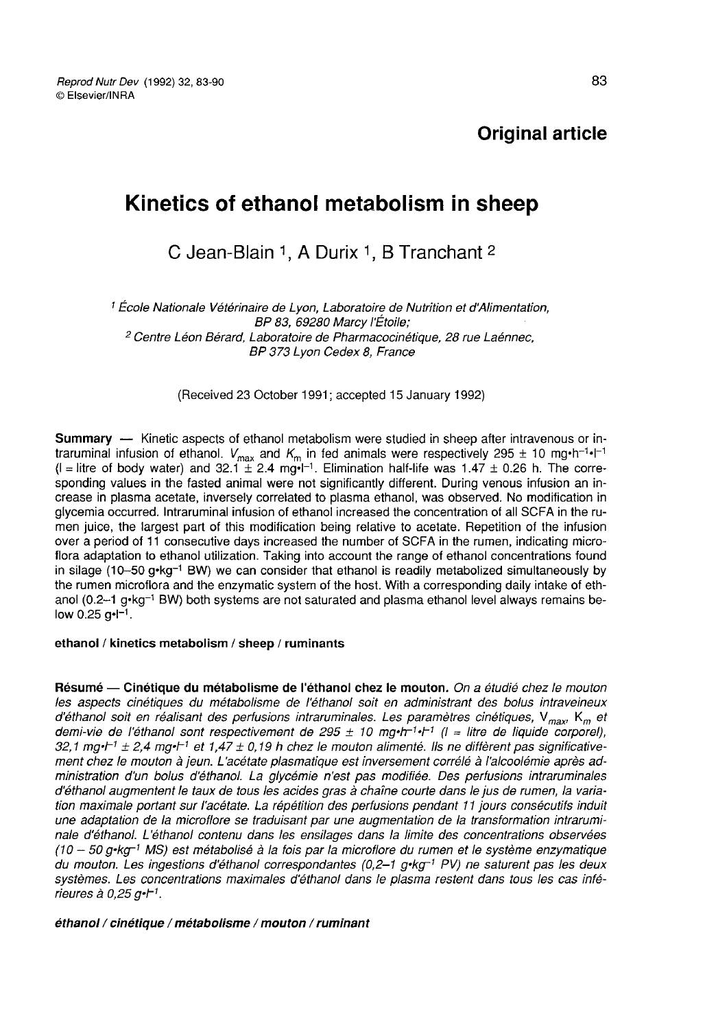**Original article**

# Kinetics of ethanol metabolism in sheep

C Jean-Blain [1], A Durix [1], B Tranchant [2]

[1] École Nationale Vétérinaire de Lyon, Laboratoire de Nutrition et d'Alimentation, BP 83, 69280 Marcy l'Étoile;
[2] Centre Léon Bérard, Laboratoire de Pharmacocinétique, 28 rue Laénnec, BP 373 Lyon Cedex 8, France

(Received 23 October 1991; accepted 15 January 1992)

**Summary** — Kinetic aspects of ethanol metabolism were studied in sheep after intravenous or intraruminal infusion of ethanol. $V_{max}$ and $K_m$ in fed animals were respectively 295 ± 10 $mg \cdot h^{-1} \cdot l^{-1}$ (l = litre of body water) and 32.1 ± 2.4 $mg \cdot l^{-1}$. Elimination half-life was 1.47 ± 0.26 h. The corresponding values in the fasted animal were not significantly different. During venous infusion an increase in plasma acetate, inversely correlated to plasma ethanol, was observed. No modification in glycemia occurred. Intraruminal infusion of ethanol increased the concentration of all SCFA in the rumen juice, the largest part of this modification being relative to acetate. Repetition of the infusion over a period of 11 consecutive days increased the number of SCFA in the rumen, indicating microflora adaptation to ethanol utilization. Taking into account the range of ethanol concentrations found in silage (10–50 $g \cdot kg^{-1}$ BW) we can consider that ethanol is readily metabolized simultaneously by the rumen microflora and the enzymatic system of the host. With a corresponding daily intake of ethanol (0.2–1 $g \cdot kg^{-1}$ BW) both systems are not saturated and plasma ethanol level always remains below 0.25 $g \cdot l^{-1}$.

**ethanol / kinetics metabolism / sheep / ruminants**

**Résumé** — **Cinétique du métabolisme de l'éthanol chez le mouton.** *On a étudié chez le mouton les aspects cinétiques du métabolisme de l'éthanol soit en administrant des bolus intraveineux d'éthanol soit en réalisant des perfusions intraruminales. Les paramètres cinétiques,* $V_{max}$, $K_m$ *et demi-vie de l'éthanol sont respectivement de 295 ± 10* $mg \cdot h^{-1} \cdot l^{-1}$ *(l = litre de liquide corporel), 32,1* $mg \cdot l^{-1}$ *± 2,4* $mg \cdot l^{-1}$ *et 1,47 ± 0,19 h chez le mouton alimenté. Ils ne diffèrent pas significativement chez le mouton à jeun. L'acétate plasmatique est inversement corrélé à l'alcoolémie après administration d'un bolus d'éthanol. La glycémie n'est pas modifiée. Des perfusions intraruminales d'éthanol augmentent le taux de tous les acides gras à chaîne courte dans le jus de rumen, la variation maximale portant sur l'acétate. La répétition des perfusions pendant 11 jours consécutifs induit une adaptation de la microflore se traduisant par une augmentation de la transformation intraruminale d'éthanol. L'éthanol contenu dans les ensilages dans la limite des concentrations observées (10 – 50* $g \cdot kg^{-1}$ *MS) est métabolisé à la fois par la microflore du rumen et le système enzymatique du mouton. Les ingestions d'éthanol correspondantes (0,2–1* $g \cdot kg^{-1}$ *PV) ne saturent pas les deux systèmes. Les concentrations maximales d'éthanol dans le plasma restent dans tous les cas inférieures à 0,25* $g \cdot l^{-1}$.

***éthanol / cinétique / métabolisme / mouton / ruminant***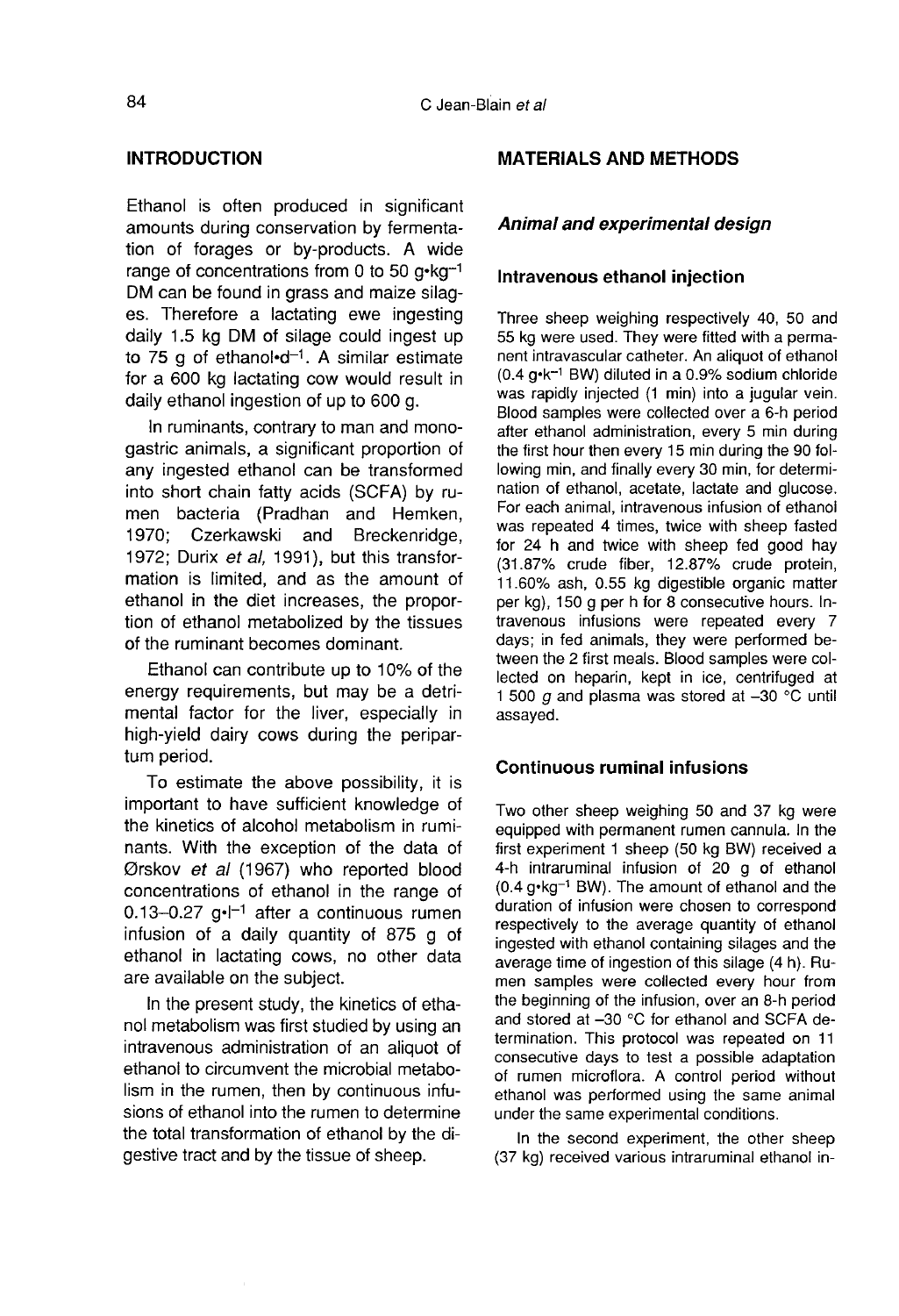## INTRODUCTION

Ethanol is often produced in significant amounts during conservation by fermentation of forages or by-products. A wide range of concentrations from 0 to 50 $g \cdot kg^{-1}$ DM can be found in grass and maize silages. Therefore a lactating ewe ingesting daily 1.5 kg DM of silage could ingest up to 75 g of ethanol$\cdot d^{-1}$. A similar estimate for a 600 kg lactating cow would result in daily ethanol ingestion of up to 600 g.

In ruminants, contrary to man and monogastric animals, a significant proportion of any ingested ethanol can be transformed into short chain fatty acids (SCFA) by rumen bacteria (Pradhan and Hemken, 1970; Czerkawski and Breckenridge, 1972; Durix *et al*, 1991), but this transformation is limited, and as the amount of ethanol in the diet increases, the proportion of ethanol metabolized by the tissues of the ruminant becomes dominant.

Ethanol can contribute up to 10% of the energy requirements, but may be a detrimental factor for the liver, especially in high-yield dairy cows during the peripartum period.

To estimate the above possibility, it is important to have sufficient knowledge of the kinetics of alcohol metabolism in ruminants. With the exception of the data of Ørskov *et al* (1967) who reported blood concentrations of ethanol in the range of 0.13–0.27 $g \cdot l^{-1}$ after a continuous rumen infusion of a daily quantity of 875 g of ethanol in lactating cows, no other data are available on the subject.

In the present study, the kinetics of ethanol metabolism was first studied by using an intravenous administration of an aliquot of ethanol to circumvent the microbial metabolism in the rumen, then by continuous infusions of ethanol into the rumen to determine the total transformation of ethanol by the digestive tract and by the tissue of sheep.

## MATERIALS AND METHODS

### *Animal and experimental design*

#### Intravenous ethanol injection

Three sheep weighing respectively 40, 50 and 55 kg were used. They were fitted with a permanent intravascular catheter. An aliquot of ethanol (0.4 $g \cdot k^{-1}$ BW) diluted in a 0.9% sodium chloride was rapidly injected (1 min) into a jugular vein. Blood samples were collected over a 6-h period after ethanol administration, every 5 min during the first hour then every 15 min during the 90 following min, and finally every 30 min, for determination of ethanol, acetate, lactate and glucose. For each animal, intravenous infusion of ethanol was repeated 4 times, twice with sheep fasted for 24 h and twice with sheep fed good hay (31.87% crude fiber, 12.87% crude protein, 11.60% ash, 0.55 kg digestible organic matter per kg), 150 g per h for 8 consecutive hours. Intravenous infusions were repeated every 7 days; in fed animals, they were performed between the 2 first meals. Blood samples were collected on heparin, kept in ice, centrifuged at 1 500 *g* and plasma was stored at –30 °C until assayed.

#### Continuous ruminal infusions

Two other sheep weighing 50 and 37 kg were equipped with permanent rumen cannula. In the first experiment 1 sheep (50 kg BW) received a 4-h intraruminal infusion of 20 g of ethanol (0.4 $g \cdot kg^{-1}$ BW). The amount of ethanol and the duration of infusion were chosen to correspond respectively to the average quantity of ethanol ingested with ethanol containing silages and the average time of ingestion of this silage (4 h). Rumen samples were collected every hour from the beginning of the infusion, over an 8-h period and stored at –30 °C for ethanol and SCFA determination. This protocol was repeated on 11 consecutive days to test a possible adaptation of rumen microflora. A control period without ethanol was performed using the same animal under the same experimental conditions.

In the second experiment, the other sheep (37 kg) received various intraruminal ethanol in-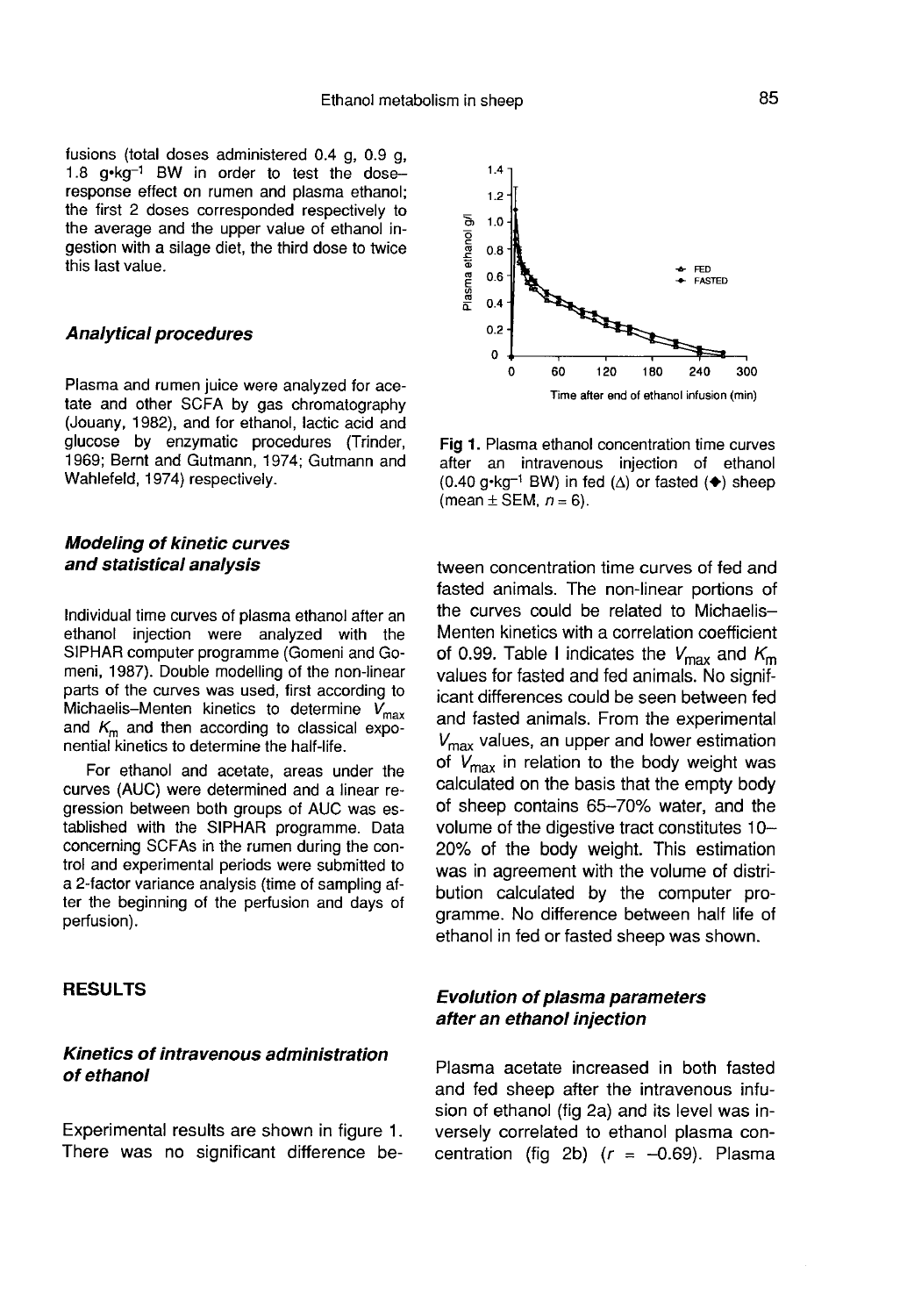fusions (total doses administered 0.4 g, 0.9 g, 1.8 g•kg$^{-1}$ BW in order to test the dose–response effect on rumen and plasma ethanol; the first 2 doses corresponded respectively to the average and the upper value of ethanol ingestion with a silage diet, the third dose to twice this last value.

### *Analytical procedures*

Plasma and rumen juice were analyzed for acetate and other SCFA by gas chromatography (Jouany, 1982), and for ethanol, lactic acid and glucose by enzymatic procedures (Trinder, 1969; Bernt and Gutmann, 1974; Gutmann and Wahlefeld, 1974) respectively.

### *Modeling of kinetic curves and statistical analysis*

Individual time curves of plasma ethanol after an ethanol injection were analyzed with the SIPHAR computer programme (Gomeni and Gomeni, 1987). Double modelling of the non-linear parts of the curves was used, first according to Michaelis–Menten kinetics to determine $V_{max}$ and $K_m$ and then according to classical exponential kinetics to determine the half-life.

For ethanol and acetate, areas under the curves (AUC) were determined and a linear regression between both groups of AUC was established with the SIPHAR programme. Data concerning SCFAs in the rumen during the control and experimental periods were submitted to a 2-factor variance analysis (time of sampling after the beginning of the perfusion and days of perfusion).

## RESULTS

### *Kinetics of intravenous administration of ethanol*

Experimental results are shown in figure 1. There was no significant difference between concentration time curves of fed and fasted animals. The non-linear portions of the curves could be related to Michaelis–Menten kinetics with a correlation coefficient of 0.99. Table I indicates the $V_{max}$ and $K_m$ values for fasted and fed animals. No significant differences could be seen between fed and fasted animals. From the experimental $V_{max}$ values, an upper and lower estimation of $V_{max}$ in relation to the body weight was calculated on the basis that the empty body of sheep contains 65–70% water, and the volume of the digestive tract constitutes 10–20% of the body weight. This estimation was in agreement with the volume of distribution calculated by the computer programme. No difference between half life of ethanol in fed or fasted sheep was shown.

**Fig 1.** Plasma ethanol concentration time curves after an intravenous injection of ethanol (0.40 g•kg$^{-1}$ BW) in fed (Δ) or fasted (♦) sheep (mean ± SEM, $n = 6$).

### *Evolution of plasma parameters after an ethanol injection*

Plasma acetate increased in both fasted and fed sheep after the intravenous infusion of ethanol (fig 2a) and its level was inversely correlated to ethanol plasma concentration (fig 2b) ($r = -0.69$). Plasma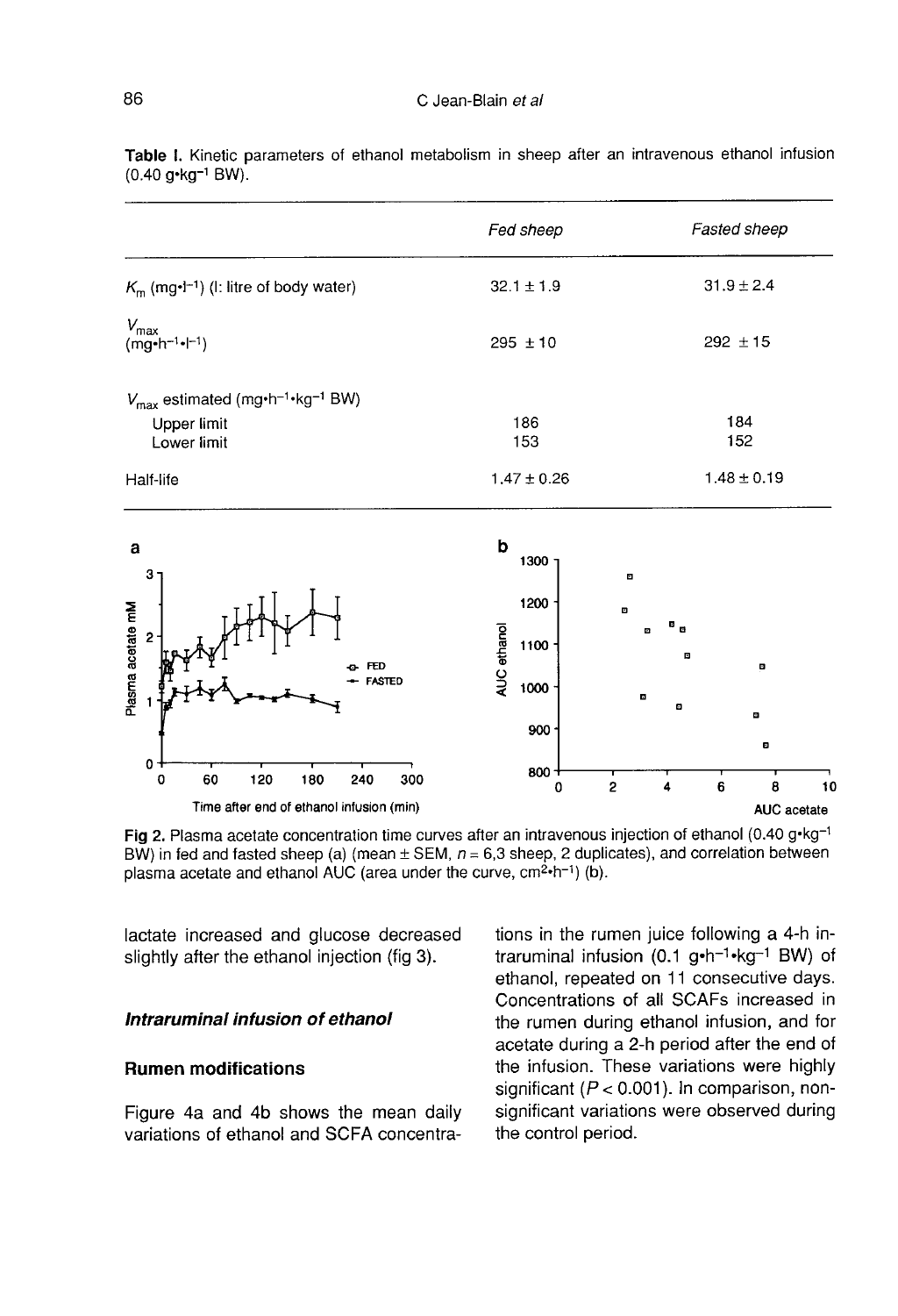**Table I.** Kinetic parameters of ethanol metabolism in sheep after an intravenous ethanol infusion (0.40 g•kg$^{-1}$ BW).

| | *Fed sheep* | *Fasted sheep* |
|---|---|---|
| $K_m$ (mg•l$^{-1}$) (l: litre of body water) | 32.1 ± 1.9 | 31.9 ± 2.4 |
| $V_{max}$ (mg•h$^{-1}$•l$^{-1}$) | 295 ± 10 | 292 ± 15 |
| $V_{max}$ estimated (mg•h$^{-1}$•kg$^{-1}$ BW) | | |
| Upper limit | 186 | 184 |
| Lower limit | 153 | 152 |
| Half-life | 1.47 ± 0.26 | 1.48 ± 0.19 |

**Fig 2.** Plasma acetate concentration time curves after an intravenous injection of ethanol (0.40 g•kg$^{-1}$ BW) in fed and fasted sheep (a) (mean ± SEM, $n$ = 6,3 sheep, 2 duplicates), and correlation between plasma acetate and ethanol AUC (area under the curve, cm$^2$•h$^{-1}$) (b).

lactate increased and glucose decreased slightly after the ethanol injection (fig 3).

### *Intraruminal infusion of ethanol*

#### Rumen modifications

Figure 4a and 4b shows the mean daily variations of ethanol and SCFA concentrations in the rumen juice following a 4-h intraruminal infusion (0.1 g•h$^{-1}$•kg$^{-1}$ BW) of ethanol, repeated on 11 consecutive days. Concentrations of all SCAFs increased in the rumen during ethanol infusion, and for acetate during a 2-h period after the end of the infusion. These variations were highly significant ($P < 0.001$). In comparison, non-significant variations were observed during the control period.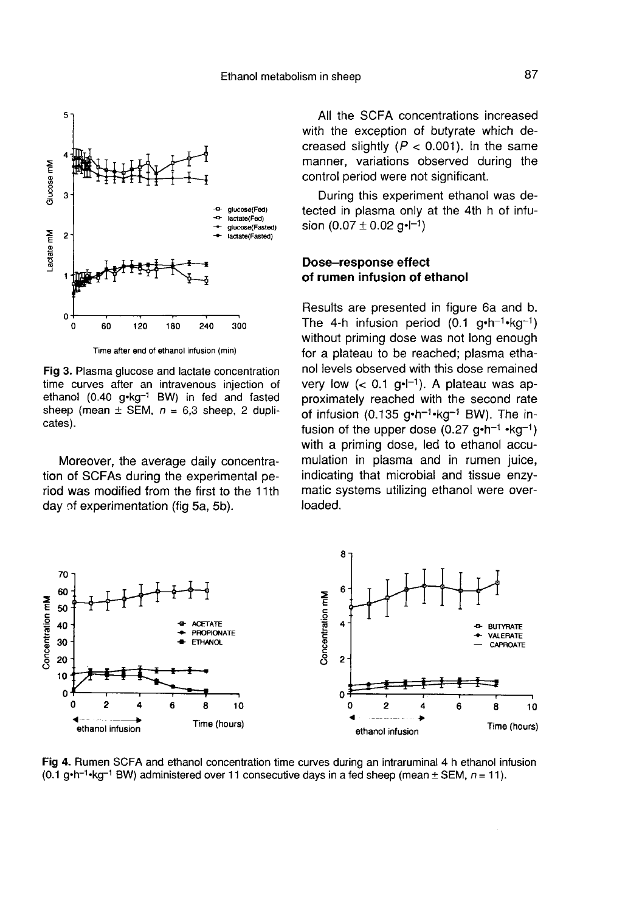Fig 3. Plasma glucose and lactate concentration time curves after an intravenous injection of ethanol (0.40 g•kg$^{-1}$ BW) in fed and fasted sheep (mean ± SEM, $n$ = 6,3 sheep, 2 duplicates).

Moreover, the average daily concentration of SCFAs during the experimental period was modified from the first to the 11th day of experimentation (fig 5a, 5b).

All the SCFA concentrations increased with the exception of butyrate which decreased slightly ($P < 0.001$). In the same manner, variations observed during the control period were not significant.

During this experiment ethanol was detected in plasma only at the 4th h of infusion (0.07 ± 0.02 g•l$^{-1}$)

### Dose–response effect of rumen infusion of ethanol

Results are presented in figure 6a and b. The 4-h infusion period (0.1 g•h$^{-1}$•kg$^{-1}$) without priming dose was not long enough for a plateau to be reached; plasma ethanol levels observed with this dose remained very low (< 0.1 g•l$^{-1}$). A plateau was approximately reached with the second rate of infusion (0.135 g•h$^{-1}$•kg$^{-1}$ BW). The infusion of the upper dose (0.27 g•h$^{-1}$ •kg$^{-1}$) with a priming dose, led to ethanol accumulation in plasma and in rumen juice, indicating that microbial and tissue enzymatic systems utilizing ethanol were overloaded.

Fig 4. Rumen SCFA and ethanol concentration time curves during an intraruminal 4 h ethanol infusion (0.1 g•h$^{-1}$•kg$^{-1}$ BW) administered over 11 consecutive days in a fed sheep (mean ± SEM, $n$ = 11).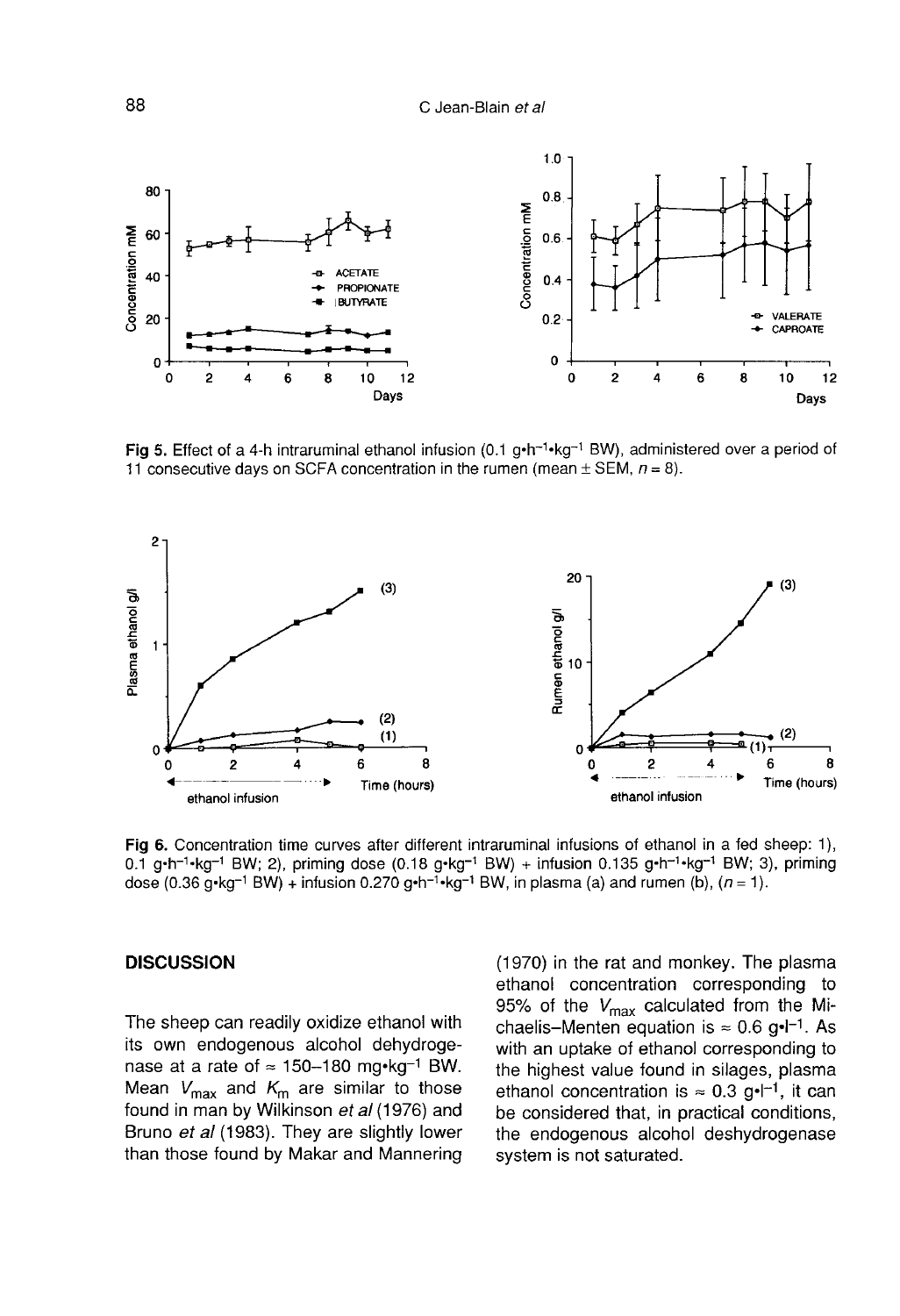Fig 5. Effect of a 4-h intraruminal ethanol infusion (0.1 g•h$^{-1}$•kg$^{-1}$ BW), administered over a period of 11 consecutive days on SCFA concentration in the rumen (mean ± SEM, $n = 8$).

Fig 6. Concentration time curves after different intraruminal infusions of ethanol in a fed sheep: 1), 0.1 g•h$^{-1}$•kg$^{-1}$ BW; 2), priming dose (0.18 g•kg$^{-1}$ BW) + infusion 0.135 g•h$^{-1}$•kg$^{-1}$ BW; 3), priming dose (0.36 g•kg$^{-1}$ BW) + infusion 0.270 g•h$^{-1}$•kg$^{-1}$ BW, in plasma (a) and rumen (b), ($n = 1$).

## DISCUSSION

The sheep can readily oxidize ethanol with its own endogenous alcohol dehydrogenase at a rate of ≈ 150–180 mg•kg$^{-1}$ BW. Mean $V_{max}$ and $K_m$ are similar to those found in man by Wilkinson *et al* (1976) and Bruno *et al* (1983). They are slightly lower than those found by Makar and Mannering (1970) in the rat and monkey. The plasma ethanol concentration corresponding to 95% of the $V_{max}$ calculated from the Michaelis–Menten equation is ≈ 0.6 g•l$^{-1}$. As with an uptake of ethanol corresponding to the highest value found in silages, plasma ethanol concentration is ≈ 0.3 g•l$^{-1}$, it can be considered that, in practical conditions, the endogenous alcohol deshydrogenase system is not saturated.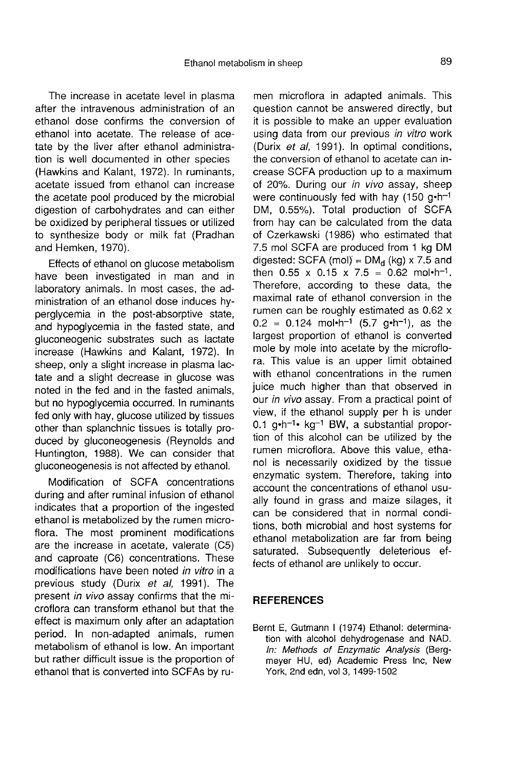The increase in acetate level in plasma after the intravenous administration of an ethanol dose confirms the conversion of ethanol into acetate. The release of acetate by the liver after ethanol administration is well documented in other species (Hawkins and Kalant, 1972). In ruminants, acetate issued from ethanol can increase the acetate pool produced by the microbial digestion of carbohydrates and can either be oxidized by peripheral tissues or utilized to synthesize body or milk fat (Pradhan and Hemken, 1970).

Effects of ethanol on glucose metabolism have been investigated in man and in laboratory animals. In most cases, the administration of an ethanol dose induces hyperglycemia in the post-absorptive state, and hypoglycemia in the fasted state, and gluconeogenic substrates such as lactate increase (Hawkins and Kalant, 1972). In sheep, only a slight increase in plasma lactate and a slight decrease in glucose was noted in the fed and in the fasted animals, but no hypoglycemia occurred. In ruminants fed only with hay, glucose utilized by tissues other than splanchnic tissues is totally produced by gluconeogenesis (Reynolds and Huntington, 1988). We can consider that gluconeogenesis is not affected by ethanol.

Modification of SCFA concentrations during and after ruminal infusion of ethanol indicates that a proportion of the ingested ethanol is metabolized by the rumen microflora. The most prominent modifications are the increase in acetate, valerate (C5) and caproate (C6) concentrations. These modifications have been noted *in vitro* in a previous study (Durix *et al*, 1991). The present *in vivo* assay confirms that the microflora can transform ethanol but that the effect is maximum only after an adaptation period. In non-adapted animals, rumen metabolism of ethanol is low. An important but rather difficult issue is the proportion of ethanol that is converted into SCFAs by rumen microflora in adapted animals. This question cannot be answered directly, but it is possible to make an upper evaluation using data from our previous *in vitro* work (Durix *et al*, 1991). In optimal conditions, the conversion of ethanol to acetate can increase SCFA production up to a maximum of 20%. During our *in vivo* assay, sheep were continuously fed with hay (150 $g{\cdot}h^{-1}$ DM, 0.55%). Total production of SCFA from hay can be calculated from the data of Czerkawski (1986) who estimated that 7.5 mol SCFA are produced from 1 kg DM digested: SCFA (mol) = $DM_d$ (kg) x 7.5 and then 0.55 x 0.15 x 7.5 = 0.62 $mol{\cdot}h^{-1}$. Therefore, according to these data, the maximal rate of ethanol conversion in the rumen can be roughly estimated as 0.62 x 0.2 = 0.124 $mol{\cdot}h^{-1}$ (5.7 $g{\cdot}h^{-1}$), as the largest proportion of ethanol is converted mole by mole into acetate by the microflora. This value is an upper limit obtained with ethanol concentrations in the rumen juice much higher than that observed in our *in vivo* assay. From a practical point of view, if the ethanol supply per h is under 0.1 $g{\cdot}h^{-1}{\cdot}$ $kg^{-1}$ BW, a substantial proportion of this alcohol can be utilized by the rumen microflora. Above this value, ethanol is necessarily oxidized by the tissue enzymatic system. Therefore, taking into account the concentrations of ethanol usually found in grass and maize silages, it can be considered that in normal conditions, both microbial and host systems for ethanol metabolization are far from being saturated. Subsequently deleterious effects of ethanol are unlikely to occur.

## REFERENCES

Bernt E, Gutmann I (1974) Ethanol: determination with alcohol dehydrogenase and NAD. *In: Methods of Enzymatic Analysis* (Bergmeyer HU, ed) Academic Press Inc, New York, 2nd edn, vol 3, 1499-1502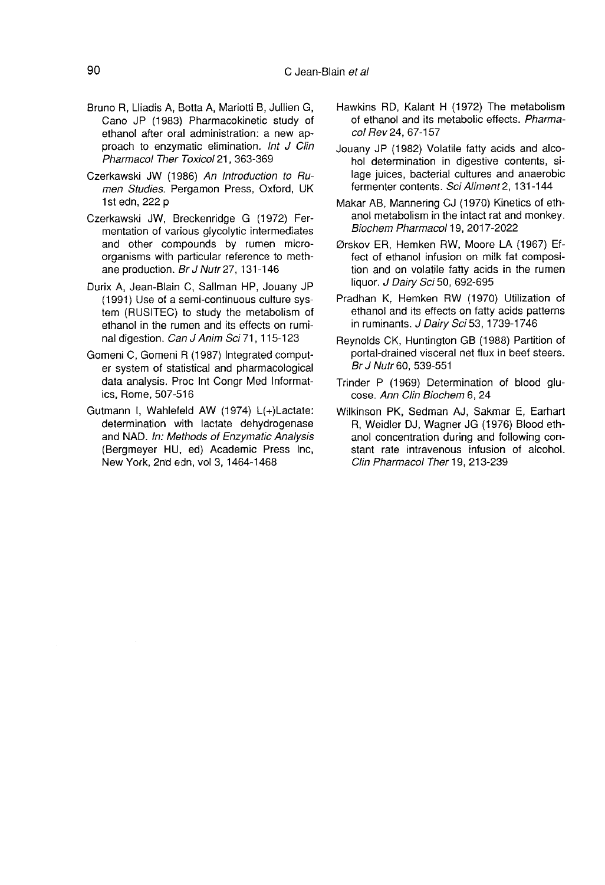Bruno R, Lliadis A, Botta A, Mariotti B, Jullien G, Cano JP (1983) Pharmacokinetic study of ethanol after oral administration: a new approach to enzymatic elimination. *Int J Clin Pharmacol Ther Toxicol* 21, 363-369

Czerkawski JW (1986) *An Introduction to Rumen Studies.* Pergamon Press, Oxford, UK 1st edn, 222 p

Czerkawski JW, Breckenridge G (1972) Fermentation of various glycolytic intermediates and other compounds by rumen microorganisms with particular reference to methane production. *Br J Nutr* 27, 131-146

Durix A, Jean-Blain C, Sallman HP, Jouany JP (1991) Use of a semi-continuous culture system (RUSITEC) to study the metabolism of ethanol in the rumen and its effects on ruminal digestion. *Can J Anim Sci* 71, 115-123

Gomeni C, Gomeni R (1987) Integrated computer system of statistical and pharmacological data analysis. Proc Int Congr Med Informatics, Rome, 507-516

Gutmann I, Wahlefeld AW (1974) L(+)Lactate: determination with lactate dehydrogenase and NAD. *In: Methods of Enzymatic Analysis* (Bergmeyer HU, ed) Academic Press Inc, New York, 2nd edn, vol 3, 1464-1468

Hawkins RD, Kalant H (1972) The metabolism of ethanol and its metabolic effects. *Pharmacol Rev* 24, 67-157

Jouany JP (1982) Volatile fatty acids and alcohol determination in digestive contents, silage juices, bacterial cultures and anaerobic fermenter contents. *Sci Aliment* 2, 131-144

Makar AB, Mannering CJ (1970) Kinetics of ethanol metabolism in the intact rat and monkey. *Biochem Pharmacol* 19, 2017-2022

Ørskov ER, Hemken RW, Moore LA (1967) Effect of ethanol infusion on milk fat composition and on volatile fatty acids in the rumen liquor. *J Dairy Sci* 50, 692-695

Pradhan K, Hemken RW (1970) Utilization of ethanol and its effects on fatty acids patterns in ruminants. *J Dairy Sci* 53, 1739-1746

Reynolds CK, Huntington GB (1988) Partition of portal-drained visceral net flux in beef steers. *Br J Nutr* 60, 539-551

Trinder P (1969) Determination of blood glucose. *Ann Clin Biochem* 6, 24

Wilkinson PK, Sedman AJ, Sakmar E, Earhart R, Weidler DJ, Wagner JG (1976) Blood ethanol concentration during and following constant rate intravenous infusion of alcohol. *Clin Pharmacol Ther* 19, 213-239